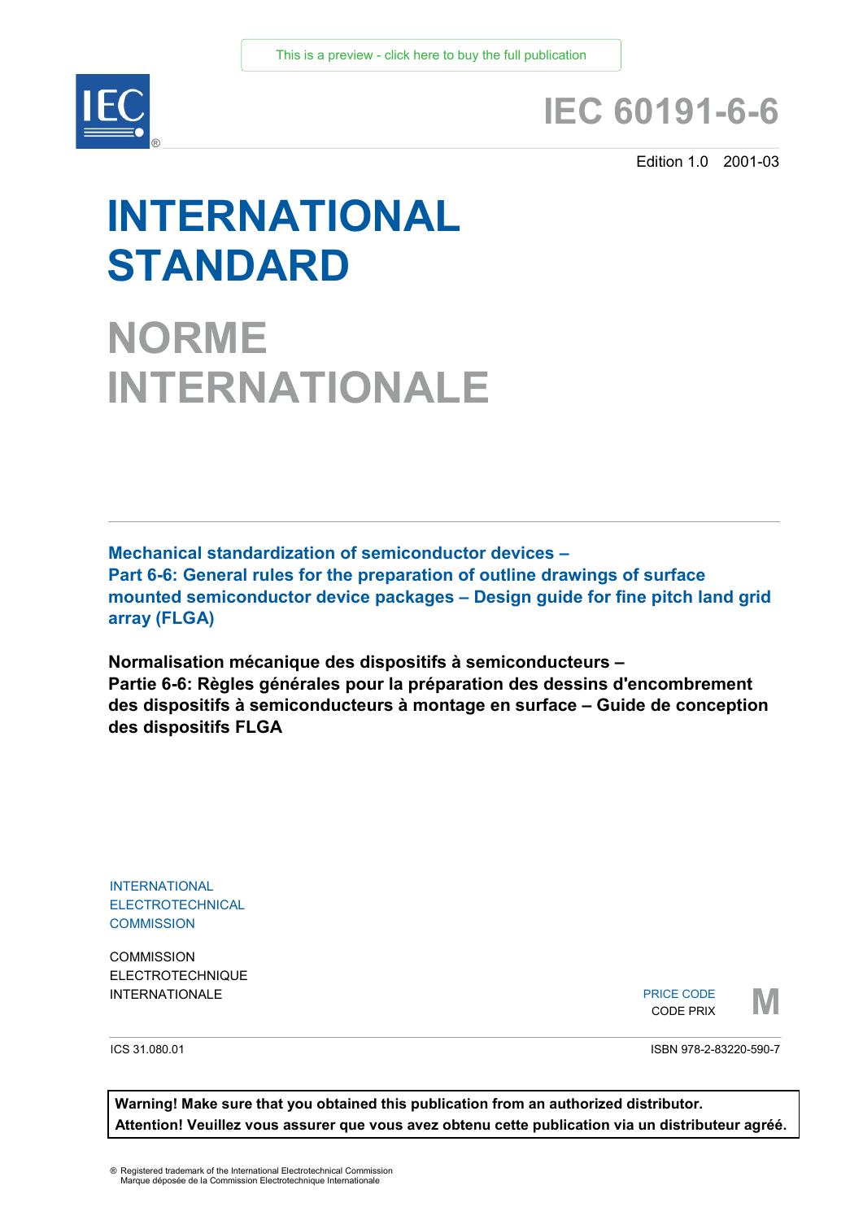This is a preview - click here to buy the full publication

# IEC 60191-6-6

Edition 1.0 2001-03

# INTERNATIONAL STANDARD

# NORME INTERNATIONALE

**Mechanical standardization of semiconductor devices –**
**Part 6-6: General rules for the preparation of outline drawings of surface mounted semiconductor device packages – Design guide for fine pitch land grid array (FLGA)**

**Normalisation mécanique des dispositifs à semiconducteurs –**
**Partie 6-6: Règles générales pour la préparation des dessins d'encombrement des dispositifs à semiconducteurs à montage en surface – Guide de conception des dispositifs FLGA**

INTERNATIONAL
ELECTROTECHNICAL
COMMISSION

COMMISSION
ELECTROTECHNIQUE
INTERNATIONALE

PRICE CODE
CODE PRIX

**M**

ICS 31.080.01

ISBN 978-2-83220-590-7

**Warning! Make sure that you obtained this publication from an authorized distributor.**
**Attention! Veuillez vous assurer que vous avez obtenu cette publication via un distributeur agréé.**

® Registered trademark of the International Electrotechnical Commission
Marque déposée de la Commission Electrotechnique Internationale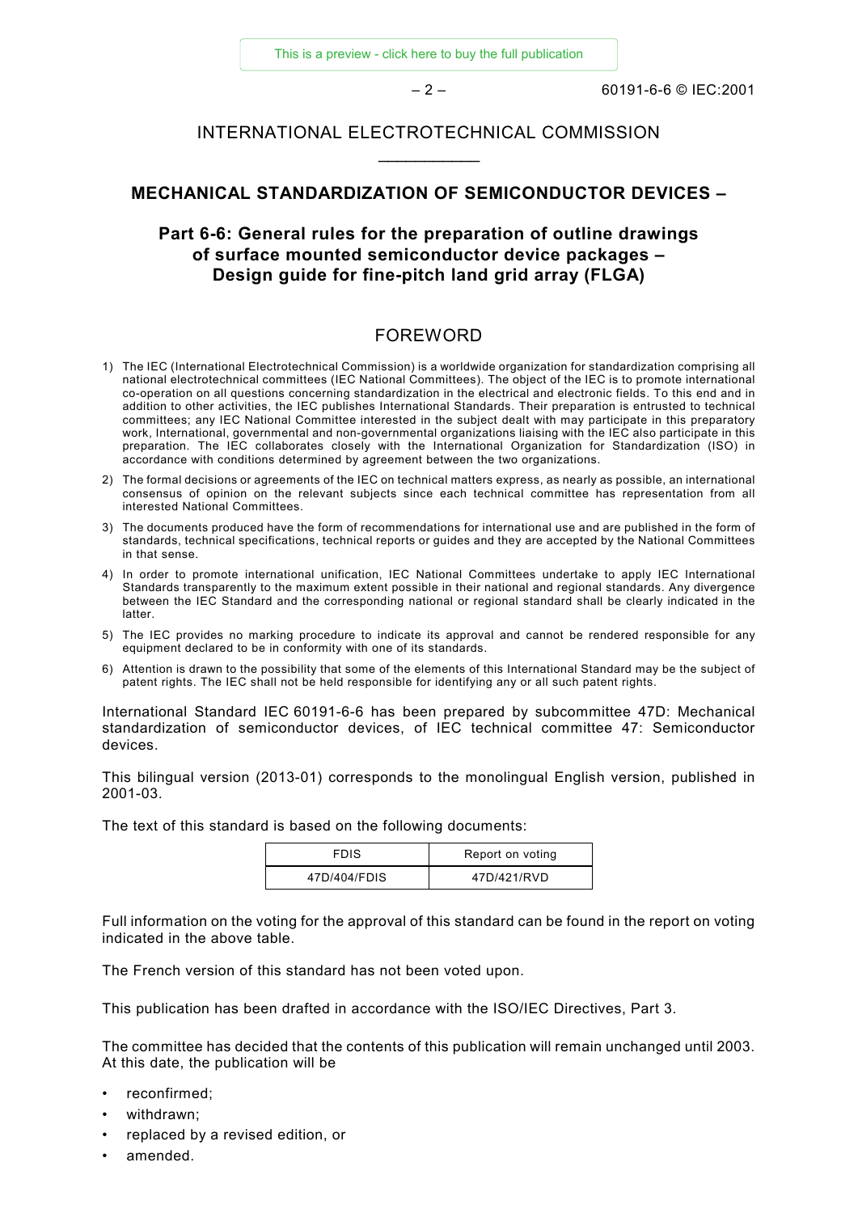# INTERNATIONAL ELECTROTECHNICAL COMMISSION

___________

## MECHANICAL STANDARDIZATION OF SEMICONDUCTOR DEVICES –

## Part 6-6: General rules for the preparation of outline drawings of surface mounted semiconductor device packages – Design guide for fine-pitch land grid array (FLGA)

## FOREWORD

1) The IEC (International Electrotechnical Commission) is a worldwide organization for standardization comprising all national electrotechnical committees (IEC National Committees). The object of the IEC is to promote international co-operation on all questions concerning standardization in the electrical and electronic fields. To this end and in addition to other activities, the IEC publishes International Standards. Their preparation is entrusted to technical committees; any IEC National Committee interested in the subject dealt with may participate in this preparatory work, International, governmental and non-governmental organizations liaising with the IEC also participate in this preparation. The IEC collaborates closely with the International Organization for Standardization (ISO) in accordance with conditions determined by agreement between the two organizations.

2) The formal decisions or agreements of the IEC on technical matters express, as nearly as possible, an international consensus of opinion on the relevant subjects since each technical committee has representation from all interested National Committees.

3) The documents produced have the form of recommendations for international use and are published in the form of standards, technical specifications, technical reports or guides and they are accepted by the National Committees in that sense.

4) In order to promote international unification, IEC National Committees undertake to apply IEC International Standards transparently to the maximum extent possible in their national and regional standards. Any divergence between the IEC Standard and the corresponding national or regional standard shall be clearly indicated in the latter.

5) The IEC provides no marking procedure to indicate its approval and cannot be rendered responsible for any equipment declared to be in conformity with one of its standards.

6) Attention is drawn to the possibility that some of the elements of this International Standard may be the subject of patent rights. The IEC shall not be held responsible for identifying any or all such patent rights.

International Standard IEC 60191-6-6 has been prepared by subcommittee 47D: Mechanical standardization of semiconductor devices, of IEC technical committee 47: Semiconductor devices.

This bilingual version (2013-01) corresponds to the monolingual English version, published in 2001-03.

The text of this standard is based on the following documents:

| FDIS | Report on voting |
|---|---|
| 47D/404/FDIS | 47D/421/RVD |

Full information on the voting for the approval of this standard can be found in the report on voting indicated in the above table.

The French version of this standard has not been voted upon.

This publication has been drafted in accordance with the ISO/IEC Directives, Part 3.

The committee has decided that the contents of this publication will remain unchanged until 2003. At this date, the publication will be

- reconfirmed;
- withdrawn;
- replaced by a revised edition, or
- amended.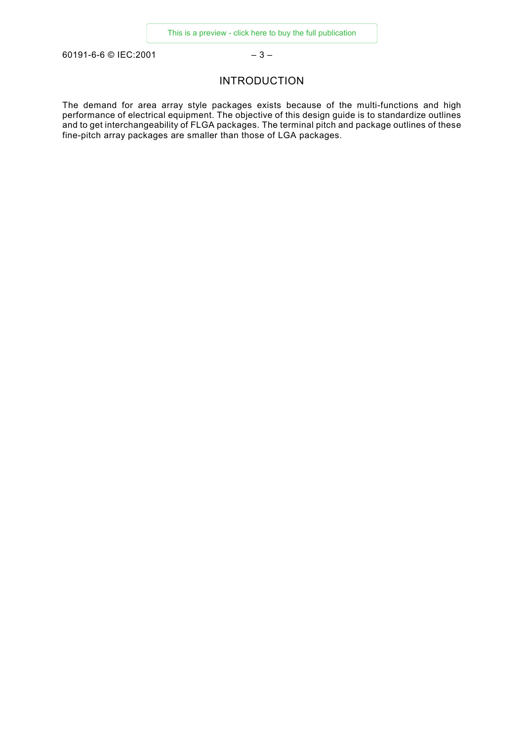# INTRODUCTION

The demand for area array style packages exists because of the multi-functions and high performance of electrical equipment. The objective of this design guide is to standardize outlines and to get interchangeability of FLGA packages. The terminal pitch and package outlines of these fine-pitch array packages are smaller than those of LGA packages.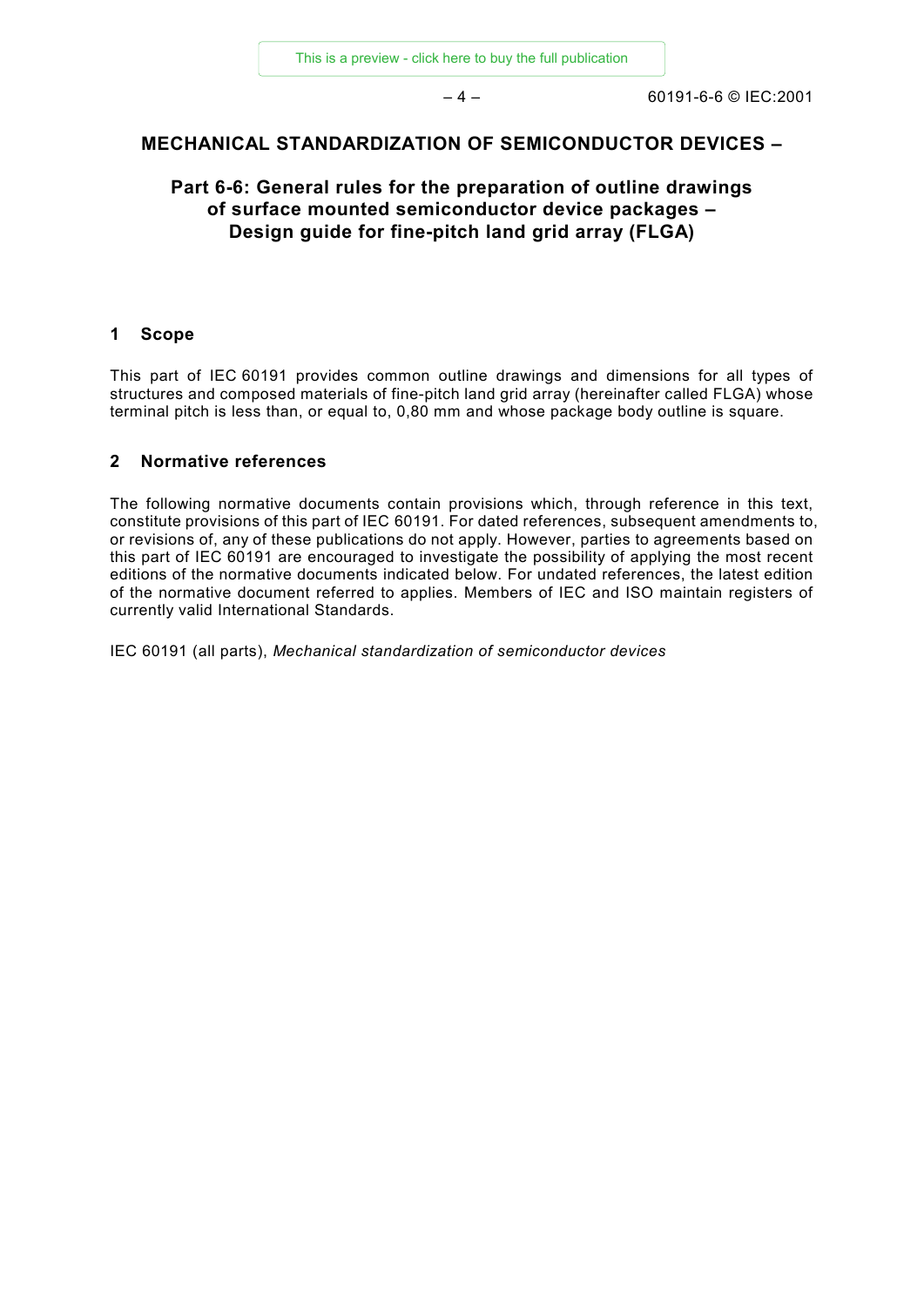# MECHANICAL STANDARDIZATION OF SEMICONDUCTOR DEVICES –

## Part 6-6: General rules for the preparation of outline drawings of surface mounted semiconductor device packages – Design guide for fine-pitch land grid array (FLGA)

## 1 Scope

This part of IEC 60191 provides common outline drawings and dimensions for all types of structures and composed materials of fine-pitch land grid array (hereinafter called FLGA) whose terminal pitch is less than, or equal to, 0,80 mm and whose package body outline is square.

## 2 Normative references

The following normative documents contain provisions which, through reference in this text, constitute provisions of this part of IEC 60191. For dated references, subsequent amendments to, or revisions of, any of these publications do not apply. However, parties to agreements based on this part of IEC 60191 are encouraged to investigate the possibility of applying the most recent editions of the normative documents indicated below. For undated references, the latest edition of the normative document referred to applies. Members of IEC and ISO maintain registers of currently valid International Standards.

IEC 60191 (all parts), *Mechanical standardization of semiconductor devices*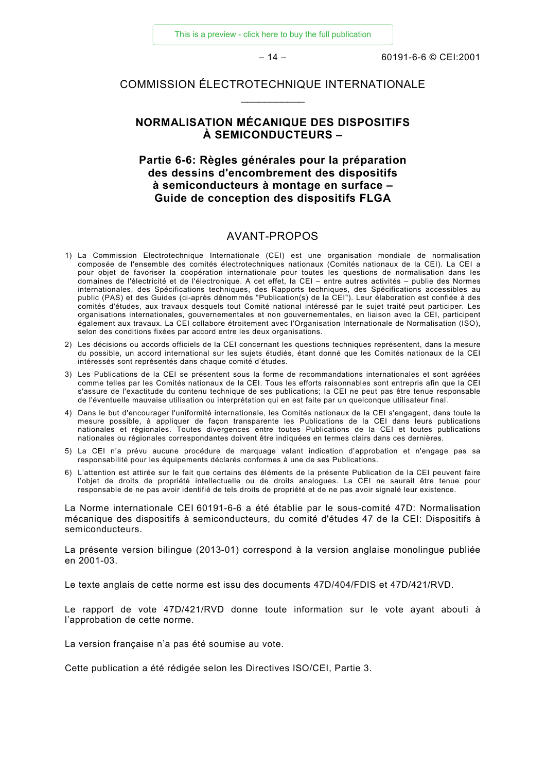COMMISSION ÉLECTROTECHNIQUE INTERNATIONALE

___________

# NORMALISATION MÉCANIQUE DES DISPOSITIFS À SEMICONDUCTEURS –

## Partie 6-6: Règles générales pour la préparation des dessins d'encombrement des dispositifs à semiconducteurs à montage en surface – Guide de conception des dispositifs FLGA

## AVANT-PROPOS

1) La Commission Electrotechnique Internationale (CEI) est une organisation mondiale de normalisation composée de l'ensemble des comités électrotechniques nationaux (Comités nationaux de la CEI). La CEI a pour objet de favoriser la coopération internationale pour toutes les questions de normalisation dans les domaines de l'électricité et de l'électronique. A cet effet, la CEI – entre autres activités – publie des Normes internationales, des Spécifications techniques, des Rapports techniques, des Spécifications accessibles au public (PAS) et des Guides (ci-après dénommés "Publication(s) de la CEI"). Leur élaboration est confiée à des comités d'études, aux travaux desquels tout Comité national intéressé par le sujet traité peut participer. Les organisations internationales, gouvernementales et non gouvernementales, en liaison avec la CEI, participent également aux travaux. La CEI collabore étroitement avec l'Organisation Internationale de Normalisation (ISO), selon des conditions fixées par accord entre les deux organisations.
2) Les décisions ou accords officiels de la CEI concernant les questions techniques représentent, dans la mesure du possible, un accord international sur les sujets étudiés, étant donné que les Comités nationaux de la CEI intéressés sont représentés dans chaque comité d'études.
3) Les Publications de la CEI se présentent sous la forme de recommandations internationales et sont agréées comme telles par les Comités nationaux de la CEI. Tous les efforts raisonnables sont entrepris afin que la CEI s'assure de l'exactitude du contenu technique de ses publications; la CEI ne peut pas être tenue responsable de l'éventuelle mauvaise utilisation ou interprétation qui en est faite par un quelconque utilisateur final.
4) Dans le but d'encourager l'uniformité internationale, les Comités nationaux de la CEI s'engagent, dans toute la mesure possible, à appliquer de façon transparente les Publications de la CEI dans leurs publications nationales et régionales. Toutes divergences entre toutes Publications de la CEI et toutes publications nationales ou régionales correspondantes doivent être indiquées en termes clairs dans ces dernières.
5) La CEI n'a prévu aucune procédure de marquage valant indication d'approbation et n'engage pas sa responsabilité pour les équipements déclarés conformes à une de ses Publications.
6) L'attention est attirée sur le fait que certains des éléments de la présente Publication de la CEI peuvent faire l'objet de droits de propriété intellectuelle ou de droits analogues. La CEI ne saurait être tenue pour responsable de ne pas avoir identifié de tels droits de propriété et de ne pas avoir signalé leur existence.

La Norme internationale CEI 60191-6-6 a été établie par le sous-comité 47D: Normalisation mécanique des dispositifs à semiconducteurs, du comité d'études 47 de la CEI: Dispositifs à semiconducteurs.

La présente version bilingue (2013-01) correspond à la version anglaise monolingue publiée en 2001-03.

Le texte anglais de cette norme est issu des documents 47D/404/FDIS et 47D/421/RVD.

Le rapport de vote 47D/421/RVD donne toute information sur le vote ayant abouti à l'approbation de cette norme.

La version française n'a pas été soumise au vote.

Cette publication a été rédigée selon les Directives ISO/CEI, Partie 3.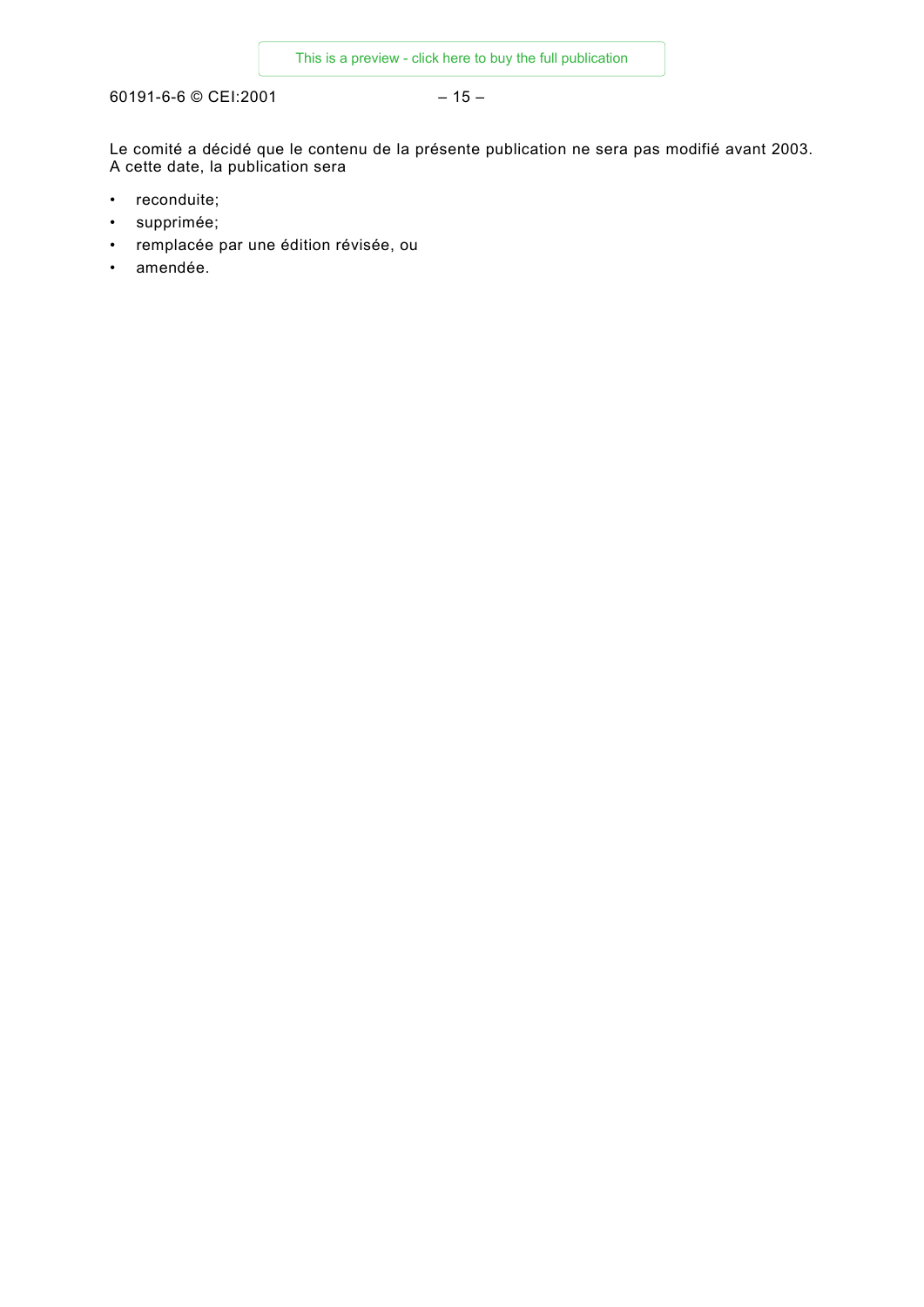Le comité a décidé que le contenu de la présente publication ne sera pas modifié avant 2003.
A cette date, la publication sera

- reconduite;
- supprimée;
- remplacée par une édition révisée, ou
- amendée.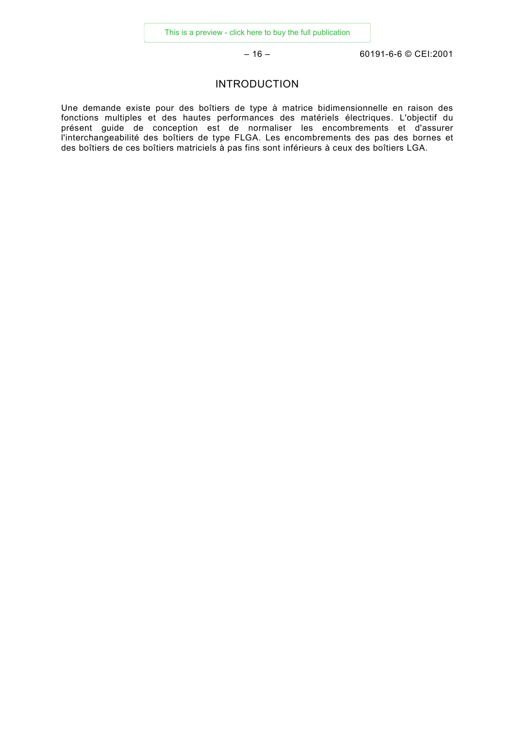# INTRODUCTION

Une demande existe pour des boîtiers de type à matrice bidimensionnelle en raison des fonctions multiples et des hautes performances des matériels électriques. L'objectif du présent guide de conception est de normaliser les encombrements et d'assurer l'interchangeabilité des boîtiers de type FLGA. Les encombrements des pas des bornes et des boîtiers de ces boîtiers matriciels à pas fins sont inférieurs à ceux des boîtiers LGA.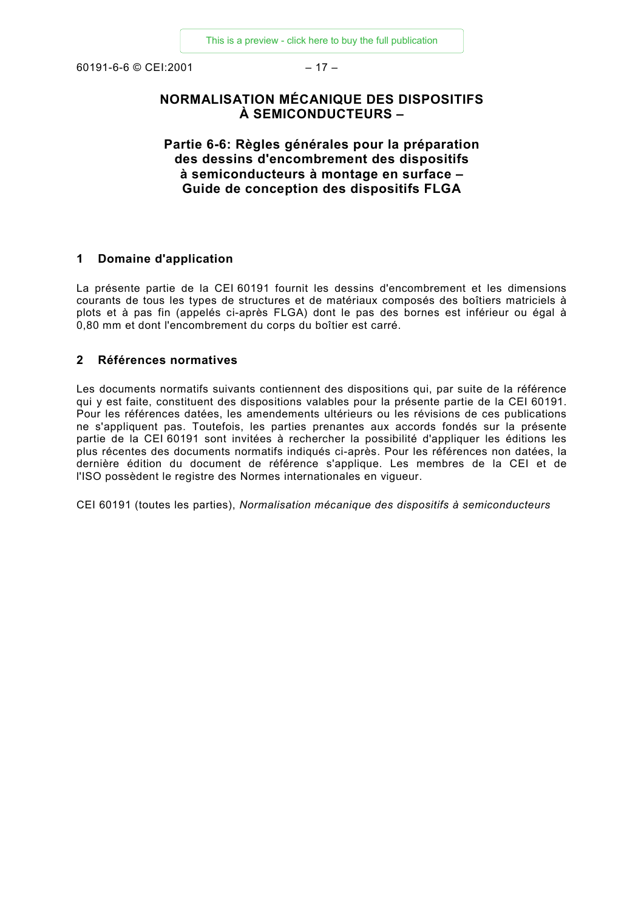# NORMALISATION MÉCANIQUE DES DISPOSITIFS À SEMICONDUCTEURS –

## Partie 6-6: Règles générales pour la préparation des dessins d'encombrement des dispositifs à semiconducteurs à montage en surface – Guide de conception des dispositifs FLGA

### 1 Domaine d'application

La présente partie de la CEI 60191 fournit les dessins d'encombrement et les dimensions courants de tous les types de structures et de matériaux composés des boîtiers matriciels à plots et à pas fin (appelés ci-après FLGA) dont le pas des bornes est inférieur ou égal à 0,80 mm et dont l'encombrement du corps du boîtier est carré.

### 2 Références normatives

Les documents normatifs suivants contiennent des dispositions qui, par suite de la référence qui y est faite, constituent des dispositions valables pour la présente partie de la CEI 60191. Pour les références datées, les amendements ultérieurs ou les révisions de ces publications ne s'appliquent pas. Toutefois, les parties prenantes aux accords fondés sur la présente partie de la CEI 60191 sont invitées à rechercher la possibilité d'appliquer les éditions les plus récentes des documents normatifs indiqués ci-après. Pour les références non datées, la dernière édition du document de référence s'applique. Les membres de la CEI et de l'ISO possèdent le registre des Normes internationales en vigueur.

CEI 60191 (toutes les parties), *Normalisation mécanique des dispositifs à semiconducteurs*